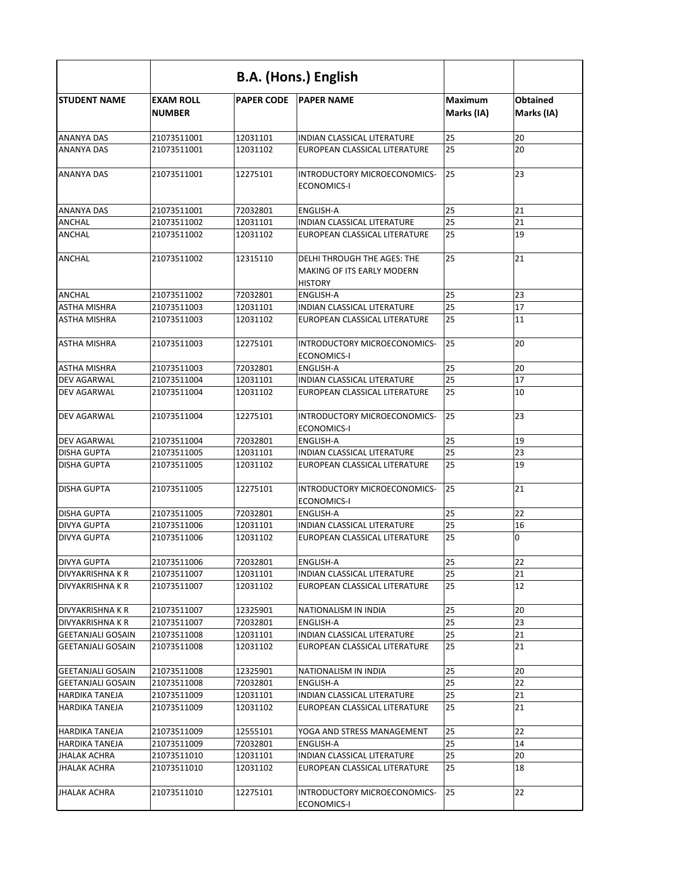| | B.A. (Hons.) English | | | | |
|---|---|---|---|---|---|
| **STUDENT NAME** | **EXAM ROLL NUMBER** | **PAPER CODE** | **PAPER NAME** | **Maximum Marks (IA)** | **Obtained Marks (IA)** |
| ANANYA DAS | 21073511001 | 12031101 | INDIAN CLASSICAL LITERATURE | 25 | 20 |
| ANANYA DAS | 21073511001 | 12031102 | EUROPEAN CLASSICAL LITERATURE | 25 | 20 |
| ANANYA DAS | 21073511001 | 12275101 | INTRODUCTORY MICROECONOMICS-ECONOMICS-I | 25 | 23 |
| ANANYA DAS | 21073511001 | 72032801 | ENGLISH-A | 25 | 21 |
| ANCHAL | 21073511002 | 12031101 | INDIAN CLASSICAL LITERATURE | 25 | 21 |
| ANCHAL | 21073511002 | 12031102 | EUROPEAN CLASSICAL LITERATURE | 25 | 19 |
| ANCHAL | 21073511002 | 12315110 | DELHI THROUGH THE AGES: THE MAKING OF ITS EARLY MODERN HISTORY | 25 | 21 |
| ANCHAL | 21073511002 | 72032801 | ENGLISH-A | 25 | 23 |
| ASTHA MISHRA | 21073511003 | 12031101 | INDIAN CLASSICAL LITERATURE | 25 | 17 |
| ASTHA MISHRA | 21073511003 | 12031102 | EUROPEAN CLASSICAL LITERATURE | 25 | 11 |
| ASTHA MISHRA | 21073511003 | 12275101 | INTRODUCTORY MICROECONOMICS-ECONOMICS-I | 25 | 20 |
| ASTHA MISHRA | 21073511003 | 72032801 | ENGLISH-A | 25 | 20 |
| DEV AGARWAL | 21073511004 | 12031101 | INDIAN CLASSICAL LITERATURE | 25 | 17 |
| DEV AGARWAL | 21073511004 | 12031102 | EUROPEAN CLASSICAL LITERATURE | 25 | 10 |
| DEV AGARWAL | 21073511004 | 12275101 | INTRODUCTORY MICROECONOMICS-ECONOMICS-I | 25 | 23 |
| DEV AGARWAL | 21073511004 | 72032801 | ENGLISH-A | 25 | 19 |
| DISHA GUPTA | 21073511005 | 12031101 | INDIAN CLASSICAL LITERATURE | 25 | 23 |
| DISHA GUPTA | 21073511005 | 12031102 | EUROPEAN CLASSICAL LITERATURE | 25 | 19 |
| DISHA GUPTA | 21073511005 | 12275101 | INTRODUCTORY MICROECONOMICS-ECONOMICS-I | 25 | 21 |
| DISHA GUPTA | 21073511005 | 72032801 | ENGLISH-A | 25 | 22 |
| DIVYA GUPTA | 21073511006 | 12031101 | INDIAN CLASSICAL LITERATURE | 25 | 16 |
| DIVYA GUPTA | 21073511006 | 12031102 | EUROPEAN CLASSICAL LITERATURE | 25 | 0 |
| DIVYA GUPTA | 21073511006 | 72032801 | ENGLISH-A | 25 | 22 |
| DIVYAKRISHNA K R | 21073511007 | 12031101 | INDIAN CLASSICAL LITERATURE | 25 | 21 |
| DIVYAKRISHNA K R | 21073511007 | 12031102 | EUROPEAN CLASSICAL LITERATURE | 25 | 12 |
| DIVYAKRISHNA K R | 21073511007 | 12325901 | NATIONALISM IN INDIA | 25 | 20 |
| DIVYAKRISHNA K R | 21073511007 | 72032801 | ENGLISH-A | 25 | 23 |
| GEETANJALI GOSAIN | 21073511008 | 12031101 | INDIAN CLASSICAL LITERATURE | 25 | 21 |
| GEETANJALI GOSAIN | 21073511008 | 12031102 | EUROPEAN CLASSICAL LITERATURE | 25 | 21 |
| GEETANJALI GOSAIN | 21073511008 | 12325901 | NATIONALISM IN INDIA | 25 | 20 |
| GEETANJALI GOSAIN | 21073511008 | 72032801 | ENGLISH-A | 25 | 22 |
| HARDIKA TANEJA | 21073511009 | 12031101 | INDIAN CLASSICAL LITERATURE | 25 | 21 |
| HARDIKA TANEJA | 21073511009 | 12031102 | EUROPEAN CLASSICAL LITERATURE | 25 | 21 |
| HARDIKA TANEJA | 21073511009 | 12555101 | YOGA AND STRESS MANAGEMENT | 25 | 22 |
| HARDIKA TANEJA | 21073511009 | 72032801 | ENGLISH-A | 25 | 14 |
| JHALAK ACHRA | 21073511010 | 12031101 | INDIAN CLASSICAL LITERATURE | 25 | 20 |
| JHALAK ACHRA | 21073511010 | 12031102 | EUROPEAN CLASSICAL LITERATURE | 25 | 18 |
| JHALAK ACHRA | 21073511010 | 12275101 | INTRODUCTORY MICROECONOMICS-ECONOMICS-I | 25 | 22 |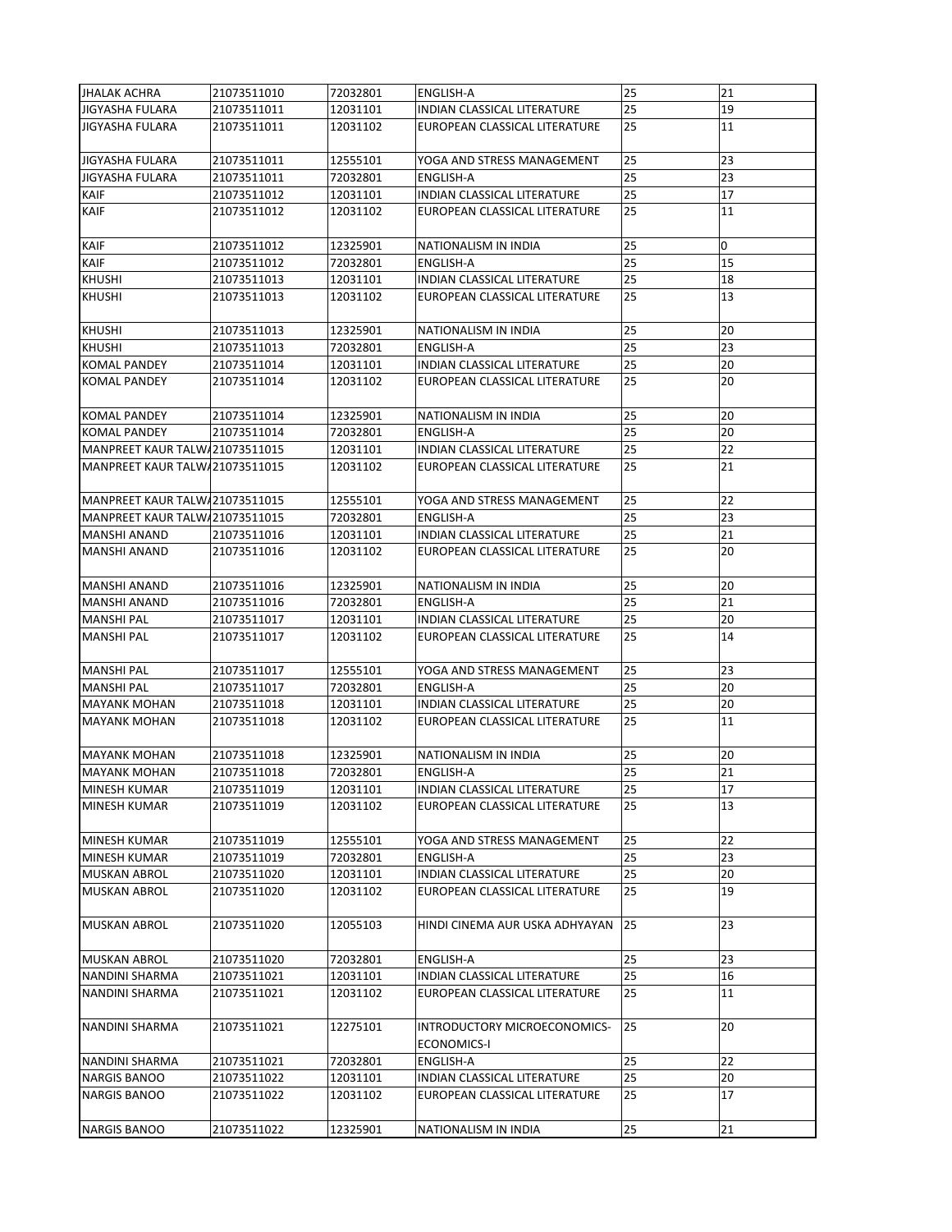| JHALAK ACHRA | 21073511010 | 72032801 | ENGLISH-A | 25 | 21 |
|---|---|---|---|---|---|
| JIGYASHA FULARA | 21073511011 | 12031101 | INDIAN CLASSICAL LITERATURE | 25 | 19 |
| JIGYASHA FULARA | 21073511011 | 12031102 | EUROPEAN CLASSICAL LITERATURE | 25 | 11 |
| JIGYASHA FULARA | 21073511011 | 12555101 | YOGA AND STRESS MANAGEMENT | 25 | 23 |
| JIGYASHA FULARA | 21073511011 | 72032801 | ENGLISH-A | 25 | 23 |
| KAIF | 21073511012 | 12031101 | INDIAN CLASSICAL LITERATURE | 25 | 17 |
| KAIF | 21073511012 | 12031102 | EUROPEAN CLASSICAL LITERATURE | 25 | 11 |
| KAIF | 21073511012 | 12325901 | NATIONALISM IN INDIA | 25 | 0 |
| KAIF | 21073511012 | 72032801 | ENGLISH-A | 25 | 15 |
| KHUSHI | 21073511013 | 12031101 | INDIAN CLASSICAL LITERATURE | 25 | 18 |
| KHUSHI | 21073511013 | 12031102 | EUROPEAN CLASSICAL LITERATURE | 25 | 13 |
| KHUSHI | 21073511013 | 12325901 | NATIONALISM IN INDIA | 25 | 20 |
| KHUSHI | 21073511013 | 72032801 | ENGLISH-A | 25 | 23 |
| KOMAL PANDEY | 21073511014 | 12031101 | INDIAN CLASSICAL LITERATURE | 25 | 20 |
| KOMAL PANDEY | 21073511014 | 12031102 | EUROPEAN CLASSICAL LITERATURE | 25 | 20 |
| KOMAL PANDEY | 21073511014 | 12325901 | NATIONALISM IN INDIA | 25 | 20 |
| KOMAL PANDEY | 21073511014 | 72032801 | ENGLISH-A | 25 | 20 |
| MANPREET KAUR TALWA | 21073511015 | 12031101 | INDIAN CLASSICAL LITERATURE | 25 | 22 |
| MANPREET KAUR TALWA | 21073511015 | 12031102 | EUROPEAN CLASSICAL LITERATURE | 25 | 21 |
| MANPREET KAUR TALWA | 21073511015 | 12555101 | YOGA AND STRESS MANAGEMENT | 25 | 22 |
| MANPREET KAUR TALWA | 21073511015 | 72032801 | ENGLISH-A | 25 | 23 |
| MANSHI ANAND | 21073511016 | 12031101 | INDIAN CLASSICAL LITERATURE | 25 | 21 |
| MANSHI ANAND | 21073511016 | 12031102 | EUROPEAN CLASSICAL LITERATURE | 25 | 20 |
| MANSHI ANAND | 21073511016 | 12325901 | NATIONALISM IN INDIA | 25 | 20 |
| MANSHI ANAND | 21073511016 | 72032801 | ENGLISH-A | 25 | 21 |
| MANSHI PAL | 21073511017 | 12031101 | INDIAN CLASSICAL LITERATURE | 25 | 20 |
| MANSHI PAL | 21073511017 | 12031102 | EUROPEAN CLASSICAL LITERATURE | 25 | 14 |
| MANSHI PAL | 21073511017 | 12555101 | YOGA AND STRESS MANAGEMENT | 25 | 23 |
| MANSHI PAL | 21073511017 | 72032801 | ENGLISH-A | 25 | 20 |
| MAYANK MOHAN | 21073511018 | 12031101 | INDIAN CLASSICAL LITERATURE | 25 | 20 |
| MAYANK MOHAN | 21073511018 | 12031102 | EUROPEAN CLASSICAL LITERATURE | 25 | 11 |
| MAYANK MOHAN | 21073511018 | 12325901 | NATIONALISM IN INDIA | 25 | 20 |
| MAYANK MOHAN | 21073511018 | 72032801 | ENGLISH-A | 25 | 21 |
| MINESH KUMAR | 21073511019 | 12031101 | INDIAN CLASSICAL LITERATURE | 25 | 17 |
| MINESH KUMAR | 21073511019 | 12031102 | EUROPEAN CLASSICAL LITERATURE | 25 | 13 |
| MINESH KUMAR | 21073511019 | 12555101 | YOGA AND STRESS MANAGEMENT | 25 | 22 |
| MINESH KUMAR | 21073511019 | 72032801 | ENGLISH-A | 25 | 23 |
| MUSKAN ABROL | 21073511020 | 12031101 | INDIAN CLASSICAL LITERATURE | 25 | 20 |
| MUSKAN ABROL | 21073511020 | 12031102 | EUROPEAN CLASSICAL LITERATURE | 25 | 19 |
| MUSKAN ABROL | 21073511020 | 12055103 | HINDI CINEMA AUR USKA ADHYAYAN | 25 | 23 |
| MUSKAN ABROL | 21073511020 | 72032801 | ENGLISH-A | 25 | 23 |
| NANDINI SHARMA | 21073511021 | 12031101 | INDIAN CLASSICAL LITERATURE | 25 | 16 |
| NANDINI SHARMA | 21073511021 | 12031102 | EUROPEAN CLASSICAL LITERATURE | 25 | 11 |
| NANDINI SHARMA | 21073511021 | 12275101 | INTRODUCTORY MICROECONOMICS-ECONOMICS-I | 25 | 20 |
| NANDINI SHARMA | 21073511021 | 72032801 | ENGLISH-A | 25 | 22 |
| NARGIS BANOO | 21073511022 | 12031101 | INDIAN CLASSICAL LITERATURE | 25 | 20 |
| NARGIS BANOO | 21073511022 | 12031102 | EUROPEAN CLASSICAL LITERATURE | 25 | 17 |
| NARGIS BANOO | 21073511022 | 12325901 | NATIONALISM IN INDIA | 25 | 21 |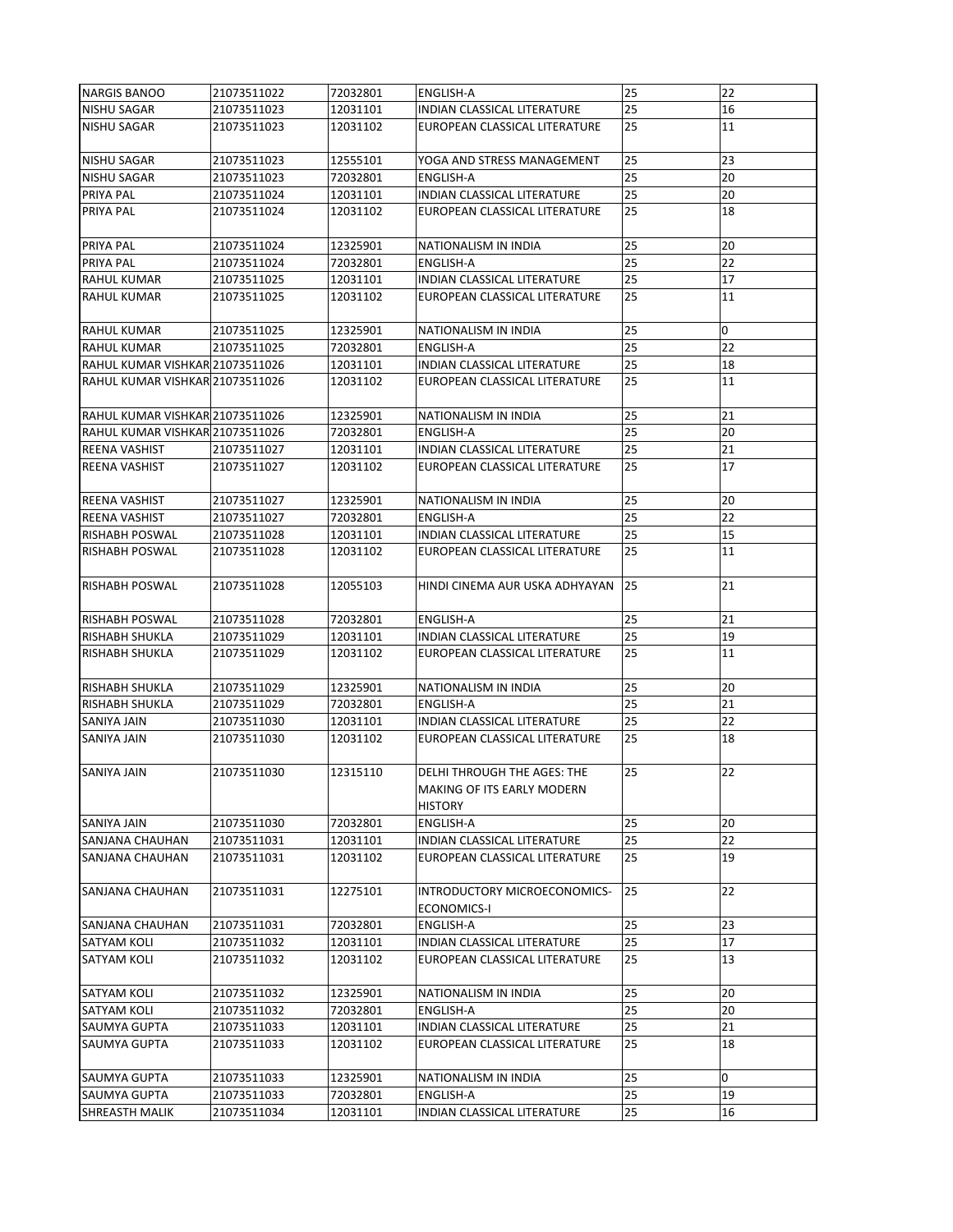| NARGIS BANOO | 21073511022 | 72032801 | ENGLISH-A | 25 | 22 |
|---|---|---|---|---|---|
| NISHU SAGAR | 21073511023 | 12031101 | INDIAN CLASSICAL LITERATURE | 25 | 16 |
| NISHU SAGAR | 21073511023 | 12031102 | EUROPEAN CLASSICAL LITERATURE | 25 | 11 |
| NISHU SAGAR | 21073511023 | 12555101 | YOGA AND STRESS MANAGEMENT | 25 | 23 |
| NISHU SAGAR | 21073511023 | 72032801 | ENGLISH-A | 25 | 20 |
| PRIYA PAL | 21073511024 | 12031101 | INDIAN CLASSICAL LITERATURE | 25 | 20 |
| PRIYA PAL | 21073511024 | 12031102 | EUROPEAN CLASSICAL LITERATURE | 25 | 18 |
| PRIYA PAL | 21073511024 | 12325901 | NATIONALISM IN INDIA | 25 | 20 |
| PRIYA PAL | 21073511024 | 72032801 | ENGLISH-A | 25 | 22 |
| RAHUL KUMAR | 21073511025 | 12031101 | INDIAN CLASSICAL LITERATURE | 25 | 17 |
| RAHUL KUMAR | 21073511025 | 12031102 | EUROPEAN CLASSICAL LITERATURE | 25 | 11 |
| RAHUL KUMAR | 21073511025 | 12325901 | NATIONALISM IN INDIA | 25 | 0 |
| RAHUL KUMAR | 21073511025 | 72032801 | ENGLISH-A | 25 | 22 |
| RAHUL KUMAR VISHKAR | 21073511026 | 12031101 | INDIAN CLASSICAL LITERATURE | 25 | 18 |
| RAHUL KUMAR VISHKAR | 21073511026 | 12031102 | EUROPEAN CLASSICAL LITERATURE | 25 | 11 |
| RAHUL KUMAR VISHKAR | 21073511026 | 12325901 | NATIONALISM IN INDIA | 25 | 21 |
| RAHUL KUMAR VISHKAR | 21073511026 | 72032801 | ENGLISH-A | 25 | 20 |
| REENA VASHIST | 21073511027 | 12031101 | INDIAN CLASSICAL LITERATURE | 25 | 21 |
| REENA VASHIST | 21073511027 | 12031102 | EUROPEAN CLASSICAL LITERATURE | 25 | 17 |
| REENA VASHIST | 21073511027 | 12325901 | NATIONALISM IN INDIA | 25 | 20 |
| REENA VASHIST | 21073511027 | 72032801 | ENGLISH-A | 25 | 22 |
| RISHABH POSWAL | 21073511028 | 12031101 | INDIAN CLASSICAL LITERATURE | 25 | 15 |
| RISHABH POSWAL | 21073511028 | 12031102 | EUROPEAN CLASSICAL LITERATURE | 25 | 11 |
| RISHABH POSWAL | 21073511028 | 12055103 | HINDI CINEMA AUR USKA ADHYAYAN | 25 | 21 |
| RISHABH POSWAL | 21073511028 | 72032801 | ENGLISH-A | 25 | 21 |
| RISHABH SHUKLA | 21073511029 | 12031101 | INDIAN CLASSICAL LITERATURE | 25 | 19 |
| RISHABH SHUKLA | 21073511029 | 12031102 | EUROPEAN CLASSICAL LITERATURE | 25 | 11 |
| RISHABH SHUKLA | 21073511029 | 12325901 | NATIONALISM IN INDIA | 25 | 20 |
| RISHABH SHUKLA | 21073511029 | 72032801 | ENGLISH-A | 25 | 21 |
| SANIYA JAIN | 21073511030 | 12031101 | INDIAN CLASSICAL LITERATURE | 25 | 22 |
| SANIYA JAIN | 21073511030 | 12031102 | EUROPEAN CLASSICAL LITERATURE | 25 | 18 |
| SANIYA JAIN | 21073511030 | 12315110 | DELHI THROUGH THE AGES: THE MAKING OF ITS EARLY MODERN HISTORY | 25 | 22 |
| SANIYA JAIN | 21073511030 | 72032801 | ENGLISH-A | 25 | 20 |
| SANJANA CHAUHAN | 21073511031 | 12031101 | INDIAN CLASSICAL LITERATURE | 25 | 22 |
| SANJANA CHAUHAN | 21073511031 | 12031102 | EUROPEAN CLASSICAL LITERATURE | 25 | 19 |
| SANJANA CHAUHAN | 21073511031 | 12275101 | INTRODUCTORY MICROECONOMICS-ECONOMICS-I | 25 | 22 |
| SANJANA CHAUHAN | 21073511031 | 72032801 | ENGLISH-A | 25 | 23 |
| SATYAM KOLI | 21073511032 | 12031101 | INDIAN CLASSICAL LITERATURE | 25 | 17 |
| SATYAM KOLI | 21073511032 | 12031102 | EUROPEAN CLASSICAL LITERATURE | 25 | 13 |
| SATYAM KOLI | 21073511032 | 12325901 | NATIONALISM IN INDIA | 25 | 20 |
| SATYAM KOLI | 21073511032 | 72032801 | ENGLISH-A | 25 | 20 |
| SAUMYA GUPTA | 21073511033 | 12031101 | INDIAN CLASSICAL LITERATURE | 25 | 21 |
| SAUMYA GUPTA | 21073511033 | 12031102 | EUROPEAN CLASSICAL LITERATURE | 25 | 18 |
| SAUMYA GUPTA | 21073511033 | 12325901 | NATIONALISM IN INDIA | 25 | 0 |
| SAUMYA GUPTA | 21073511033 | 72032801 | ENGLISH-A | 25 | 19 |
| SHREASTH MALIK | 21073511034 | 12031101 | INDIAN CLASSICAL LITERATURE | 25 | 16 |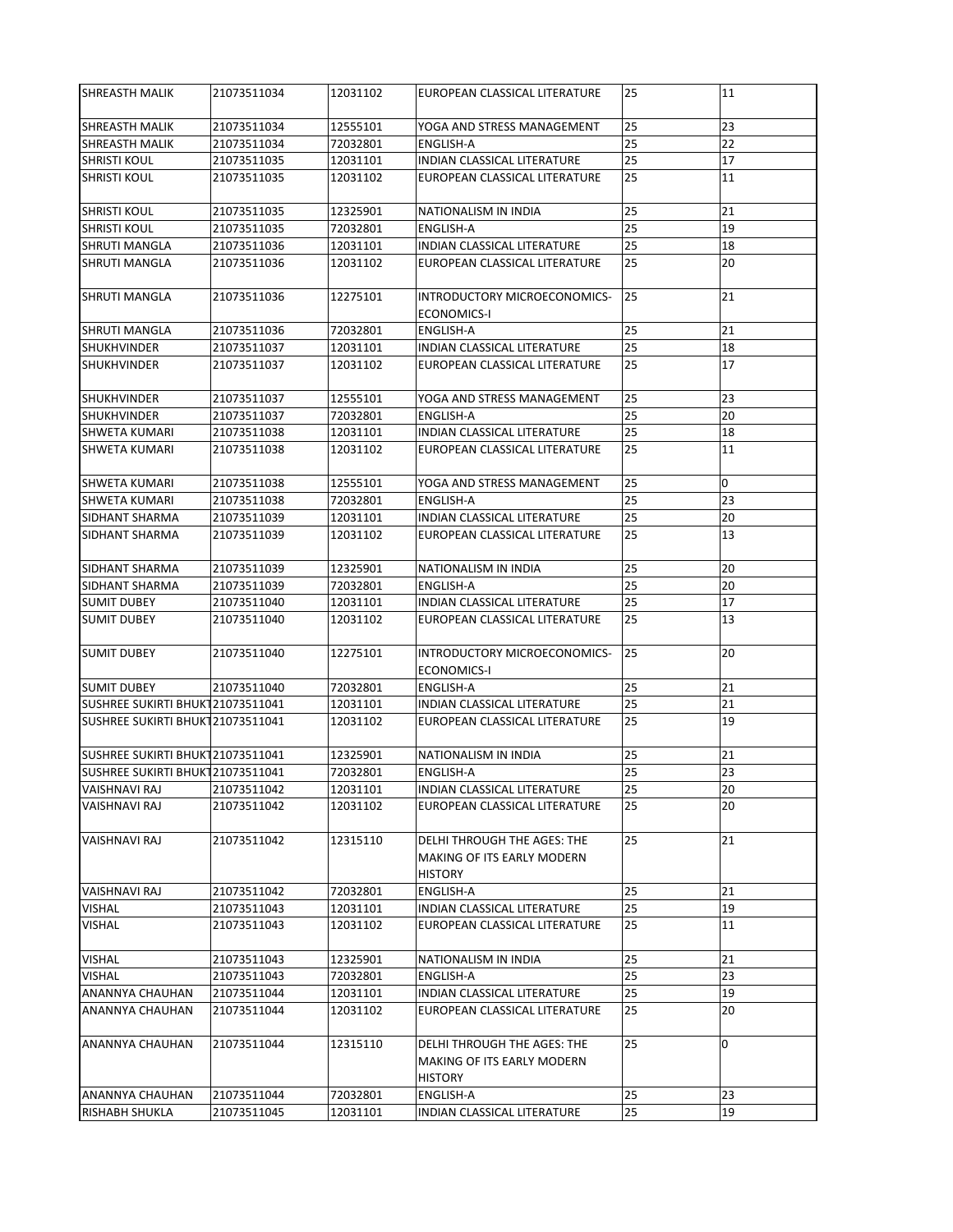| SHREASTH MALIK | 21073511034 | 12031102 | EUROPEAN CLASSICAL LITERATURE | 25 | 11 |
|---|---|---|---|---|---|
| SHREASTH MALIK | 21073511034 | 12555101 | YOGA AND STRESS MANAGEMENT | 25 | 23 |
| SHREASTH MALIK | 21073511034 | 72032801 | ENGLISH-A | 25 | 22 |
| SHRISTI KOUL | 21073511035 | 12031101 | INDIAN CLASSICAL LITERATURE | 25 | 17 |
| SHRISTI KOUL | 21073511035 | 12031102 | EUROPEAN CLASSICAL LITERATURE | 25 | 11 |
| SHRISTI KOUL | 21073511035 | 12325901 | NATIONALISM IN INDIA | 25 | 21 |
| SHRISTI KOUL | 21073511035 | 72032801 | ENGLISH-A | 25 | 19 |
| SHRUTI MANGLA | 21073511036 | 12031101 | INDIAN CLASSICAL LITERATURE | 25 | 18 |
| SHRUTI MANGLA | 21073511036 | 12031102 | EUROPEAN CLASSICAL LITERATURE | 25 | 20 |
| SHRUTI MANGLA | 21073511036 | 12275101 | INTRODUCTORY MICROECONOMICS-ECONOMICS-I | 25 | 21 |
| SHRUTI MANGLA | 21073511036 | 72032801 | ENGLISH-A | 25 | 21 |
| SHUKHVINDER | 21073511037 | 12031101 | INDIAN CLASSICAL LITERATURE | 25 | 18 |
| SHUKHVINDER | 21073511037 | 12031102 | EUROPEAN CLASSICAL LITERATURE | 25 | 17 |
| SHUKHVINDER | 21073511037 | 12555101 | YOGA AND STRESS MANAGEMENT | 25 | 23 |
| SHUKHVINDER | 21073511037 | 72032801 | ENGLISH-A | 25 | 20 |
| SHWETA KUMARI | 21073511038 | 12031101 | INDIAN CLASSICAL LITERATURE | 25 | 18 |
| SHWETA KUMARI | 21073511038 | 12031102 | EUROPEAN CLASSICAL LITERATURE | 25 | 11 |
| SHWETA KUMARI | 21073511038 | 12555101 | YOGA AND STRESS MANAGEMENT | 25 | 0 |
| SHWETA KUMARI | 21073511038 | 72032801 | ENGLISH-A | 25 | 23 |
| SIDHANT SHARMA | 21073511039 | 12031101 | INDIAN CLASSICAL LITERATURE | 25 | 20 |
| SIDHANT SHARMA | 21073511039 | 12031102 | EUROPEAN CLASSICAL LITERATURE | 25 | 13 |
| SIDHANT SHARMA | 21073511039 | 12325901 | NATIONALISM IN INDIA | 25 | 20 |
| SIDHANT SHARMA | 21073511039 | 72032801 | ENGLISH-A | 25 | 20 |
| SUMIT DUBEY | 21073511040 | 12031101 | INDIAN CLASSICAL LITERATURE | 25 | 17 |
| SUMIT DUBEY | 21073511040 | 12031102 | EUROPEAN CLASSICAL LITERATURE | 25 | 13 |
| SUMIT DUBEY | 21073511040 | 12275101 | INTRODUCTORY MICROECONOMICS-ECONOMICS-I | 25 | 20 |
| SUMIT DUBEY | 21073511040 | 72032801 | ENGLISH-A | 25 | 21 |
| SUSHREE SUKIRTI BHUKT | 21073511041 | 12031101 | INDIAN CLASSICAL LITERATURE | 25 | 21 |
| SUSHREE SUKIRTI BHUKT | 21073511041 | 12031102 | EUROPEAN CLASSICAL LITERATURE | 25 | 19 |
| SUSHREE SUKIRTI BHUKT | 21073511041 | 12325901 | NATIONALISM IN INDIA | 25 | 21 |
| SUSHREE SUKIRTI BHUKT | 21073511041 | 72032801 | ENGLISH-A | 25 | 23 |
| VAISHNAVI RAJ | 21073511042 | 12031101 | INDIAN CLASSICAL LITERATURE | 25 | 20 |
| VAISHNAVI RAJ | 21073511042 | 12031102 | EUROPEAN CLASSICAL LITERATURE | 25 | 20 |
| VAISHNAVI RAJ | 21073511042 | 12315110 | DELHI THROUGH THE AGES: THE MAKING OF ITS EARLY MODERN HISTORY | 25 | 21 |
| VAISHNAVI RAJ | 21073511042 | 72032801 | ENGLISH-A | 25 | 21 |
| VISHAL | 21073511043 | 12031101 | INDIAN CLASSICAL LITERATURE | 25 | 19 |
| VISHAL | 21073511043 | 12031102 | EUROPEAN CLASSICAL LITERATURE | 25 | 11 |
| VISHAL | 21073511043 | 12325901 | NATIONALISM IN INDIA | 25 | 21 |
| VISHAL | 21073511043 | 72032801 | ENGLISH-A | 25 | 23 |
| ANANNYA CHAUHAN | 21073511044 | 12031101 | INDIAN CLASSICAL LITERATURE | 25 | 19 |
| ANANNYA CHAUHAN | 21073511044 | 12031102 | EUROPEAN CLASSICAL LITERATURE | 25 | 20 |
| ANANNYA CHAUHAN | 21073511044 | 12315110 | DELHI THROUGH THE AGES: THE MAKING OF ITS EARLY MODERN HISTORY | 25 | 0 |
| ANANNYA CHAUHAN | 21073511044 | 72032801 | ENGLISH-A | 25 | 23 |
| RISHABH SHUKLA | 21073511045 | 12031101 | INDIAN CLASSICAL LITERATURE | 25 | 19 |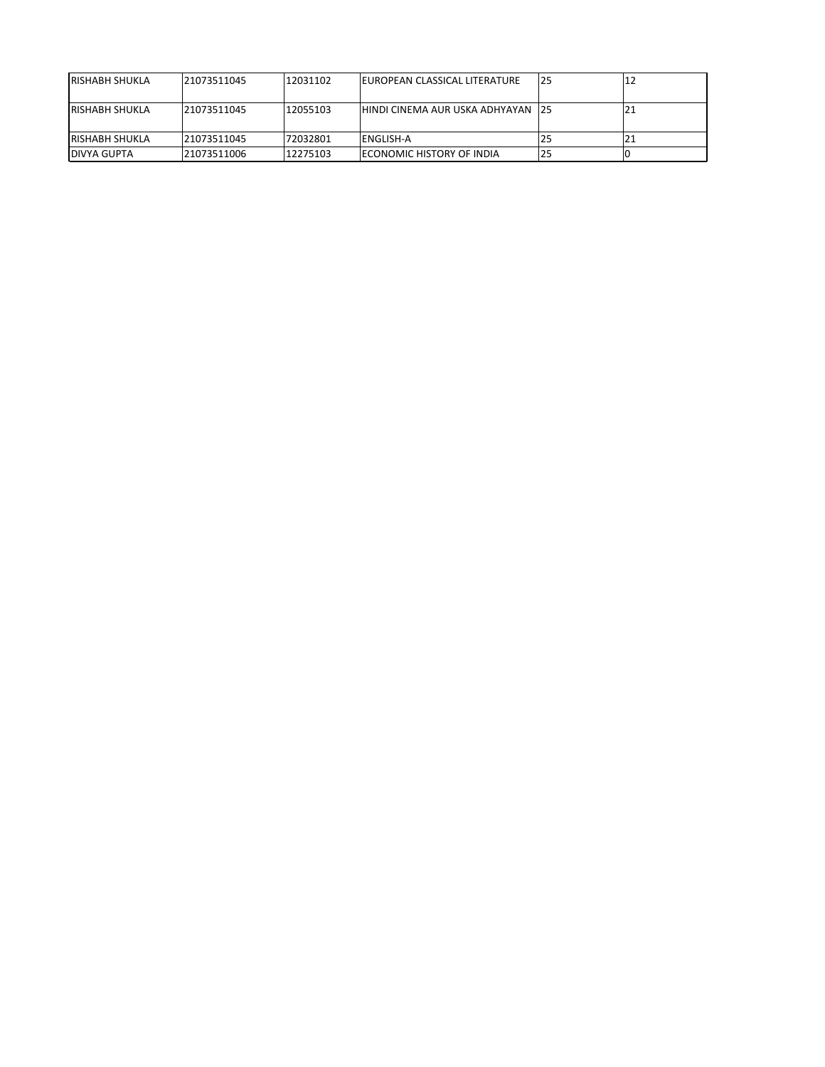| | | | | | |
|---|---|---|---|---|---|
| RISHABH SHUKLA | 21073511045 | 12031102 | EUROPEAN CLASSICAL LITERATURE | 25 | 12 |
| RISHABH SHUKLA | 21073511045 | 12055103 | HINDI CINEMA AUR USKA ADHYAYAN | 25 | 21 |
| RISHABH SHUKLA | 21073511045 | 72032801 | ENGLISH-A | 25 | 21 |
| DIVYA GUPTA | 21073511006 | 12275103 | ECONOMIC HISTORY OF INDIA | 25 | 0 |